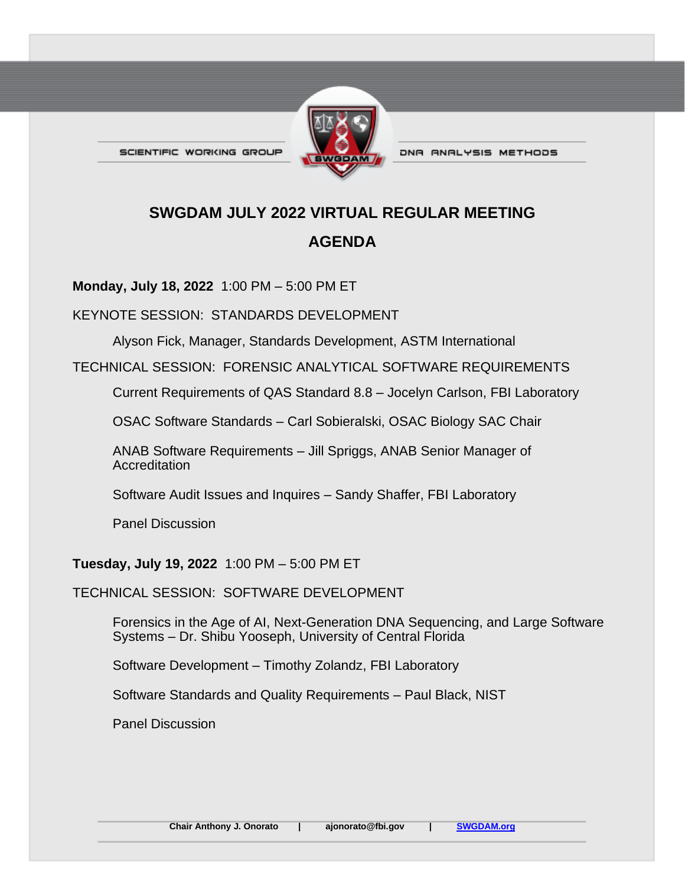SCIENTIFIC WORKING GROUP — DNA ANALYSIS METHODS

# SWGDAM JULY 2022 VIRTUAL REGULAR MEETING

# AGENDA

**Monday, July 18, 2022** 1:00 PM – 5:00 PM ET

KEYNOTE SESSION: STANDARDS DEVELOPMENT

Alyson Fick, Manager, Standards Development, ASTM International

TECHNICAL SESSION: FORENSIC ANALYTICAL SOFTWARE REQUIREMENTS

Current Requirements of QAS Standard 8.8 – Jocelyn Carlson, FBI Laboratory

OSAC Software Standards – Carl Sobieralski, OSAC Biology SAC Chair

ANAB Software Requirements – Jill Spriggs, ANAB Senior Manager of Accreditation

Software Audit Issues and Inquires – Sandy Shaffer, FBI Laboratory

Panel Discussion

**Tuesday, July 19, 2022** 1:00 PM – 5:00 PM ET

TECHNICAL SESSION: SOFTWARE DEVELOPMENT

Forensics in the Age of AI, Next-Generation DNA Sequencing, and Large Software Systems – Dr. Shibu Yooseph, University of Central Florida

Software Development – Timothy Zolandz, FBI Laboratory

Software Standards and Quality Requirements – Paul Black, NIST

Panel Discussion

**Chair Anthony J. Onorato** | **ajonorato@fbi.gov** | **SWGDAM.org**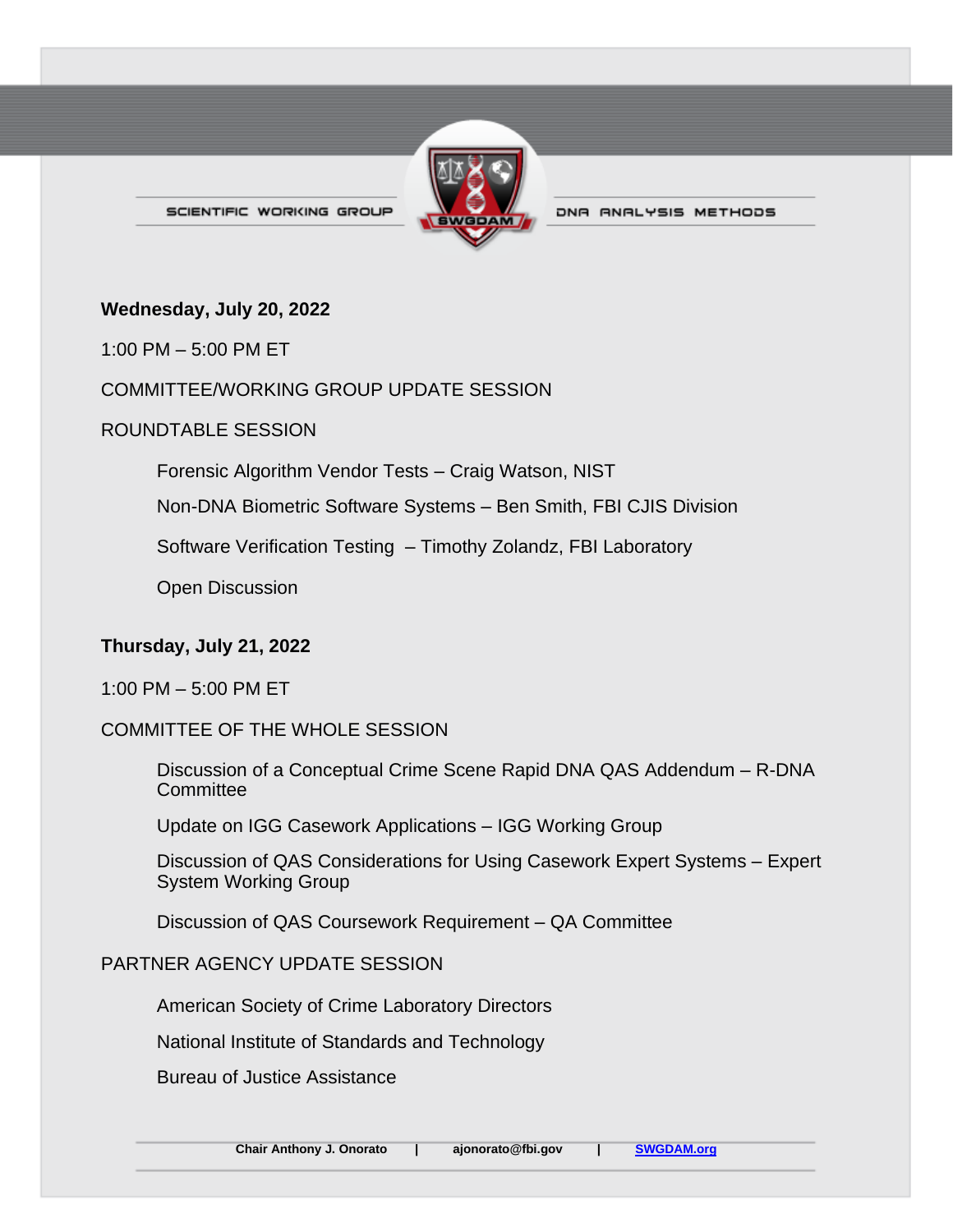**Wednesday, July 20, 2022**

1:00 PM – 5:00 PM ET

COMMITTEE/WORKING GROUP UPDATE SESSION

ROUNDTABLE SESSION

- Forensic Algorithm Vendor Tests – Craig Watson, NIST
- Non-DNA Biometric Software Systems – Ben Smith, FBI CJIS Division
- Software Verification Testing – Timothy Zolandz, FBI Laboratory
- Open Discussion

**Thursday, July 21, 2022**

1:00 PM – 5:00 PM ET

COMMITTEE OF THE WHOLE SESSION

- Discussion of a Conceptual Crime Scene Rapid DNA QAS Addendum – R-DNA Committee
- Update on IGG Casework Applications – IGG Working Group
- Discussion of QAS Considerations for Using Casework Expert Systems – Expert System Working Group
- Discussion of QAS Coursework Requirement – QA Committee

PARTNER AGENCY UPDATE SESSION

- American Society of Crime Laboratory Directors
- National Institute of Standards and Technology
- Bureau of Justice Assistance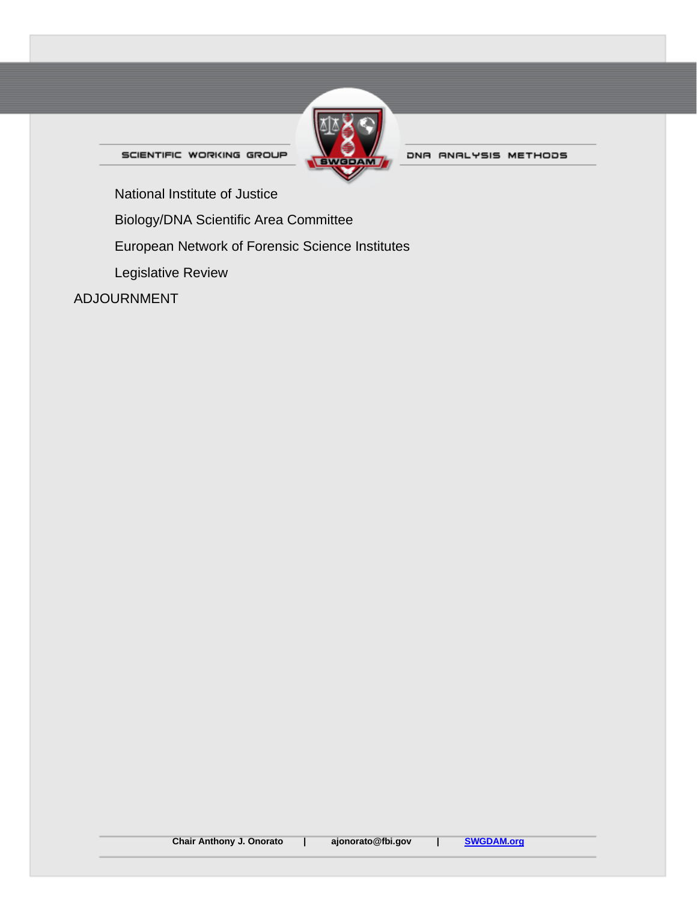- National Institute of Justice
- Biology/DNA Scientific Area Committee
- European Network of Forensic Science Institutes
- Legislative Review

ADJOURNMENT